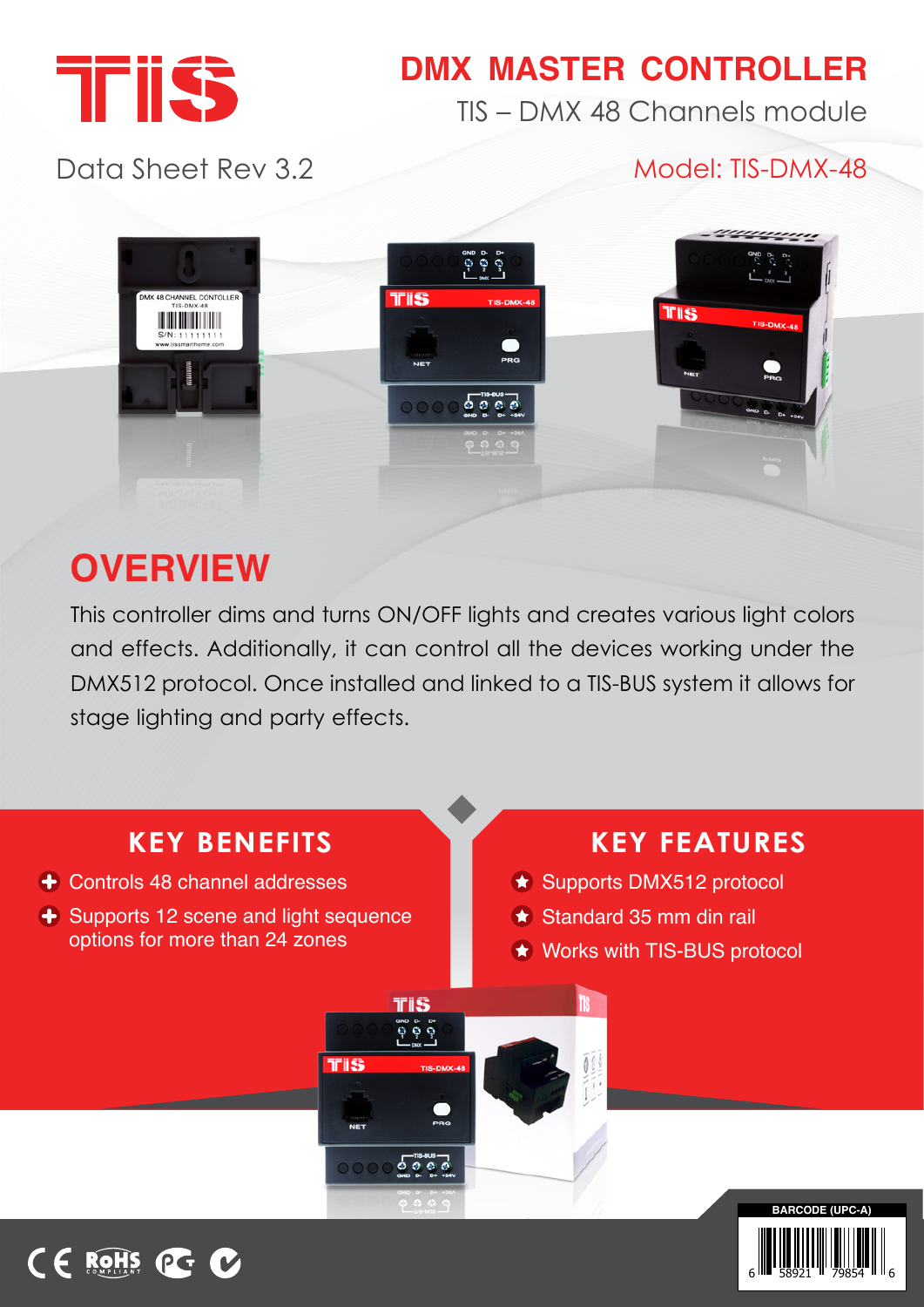# DMX MASTER CONTROLLER

TIS – DMX 48 Channels module

Data Sheet Rev 3.2

Model: TIS-DMX-48

## OVERVIEW

This controller dims and turns ON/OFF lights and creates various light colors and effects. Additionally, it can control all the devices working under the DMX512 protocol. Once installed and linked to a TIS-BUS system it allows for stage lighting and party effects.

## KEY BENEFITS

- Controls 48 channel addresses
- Supports 12 scene and light sequence options for more than 24 zones

## KEY FEATURES

- Supports DMX512 protocol
- Standard 35 mm din rail
- Works with TIS-BUS protocol

BARCODE (UPC-A)

6 58921 79854 6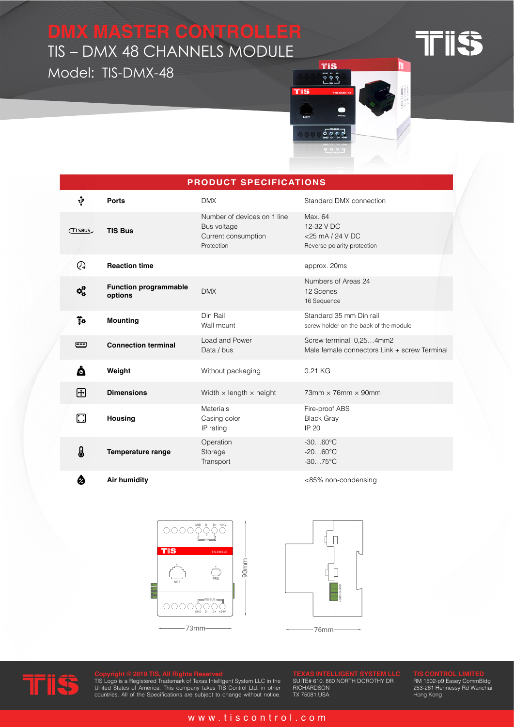# DMX MASTER CONTROLLER

## TIS – DMX 48 CHANNELS MODULE

Model: TIS-DMX-48

## PRODUCT SPECIFICATIONS

| | | | |
|---|---|---|---|
| | **Ports** | DMX | Standard DMX connection |
| TISBUS | **TIS Bus** | Number of devices on 1 line<br>Bus voltage<br>Current consumption<br>Protection | Max. 64<br>12-32 V DC<br><25 mA / 24 V DC<br>Reverse polarity protection |
| | **Reaction time** | | approx. 20ms |
| | **Function programmable options** | DMX | Numbers of Areas 24<br>12 Scenes<br>16 Sequence |
| | **Mounting** | Din Rail<br>Wall mount | Standard 35 mm Din rail<br>screw holder on the back of the module |
| | **Connection terminal** | Load and Power<br>Data / bus | Screw terminal 0,25…4mm2<br>Male female connectors Link + screw Terminal |
| | **Weight** | Without packaging | 0.21 KG |
| | **Dimensions** | Width × length × height | 73mm × 76mm × 90mm |
| | **Housing** | Materials<br>Casing color<br>IP rating | Fire-proof ABS<br>Black Gray<br>IP 20 |
| | **Temperature range** | Operation<br>Storage<br>Transport | -30…60°C<br>-20…60°C<br>-30…75°C |
| | **Air humidity** | | <85% non-condensing |

GND D- D+ +24V

TIS TIS-DMX-48

NET PRG

TIS-BUS GND D- D+ +24V

90mm

73mm

76mm

**Copyright © 2019 TIS, All Rights Reserved**
TIS Logo is a Registered Trademark of Texas Intelligent System LLC in the United States of America. This company takes TIS Control Ltd. in other countries. All of the Specifications are subject to change without notice.

**TEXAS INTELLIGENT SYSTEM LLC**
SUITE# 610. 860 NORTH DOROTHY DR
RICHARDSON
TX 75081.USA

**TIS CONTROL LIMITED**
RM 1502-p9 Easey CommBldg
253-261 Hennessy Rd Wanchai
Hong Kong

www.tiscontrol.com